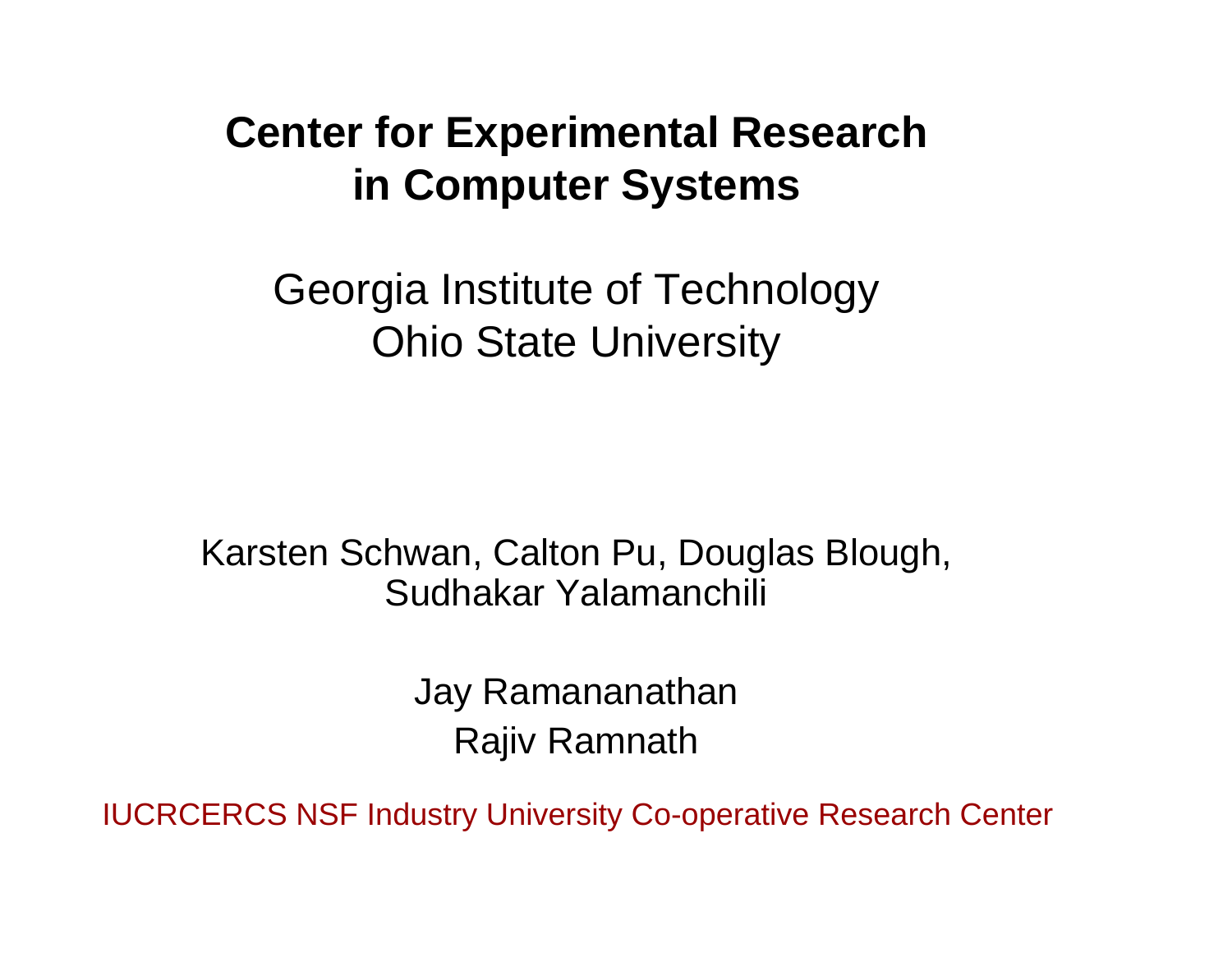# Center for Experimental Research in Computer Systems

Georgia Institute of Technology
Ohio State University

Karsten Schwan, Calton Pu, Douglas Blough, Sudhakar Yalamanchili

Jay Ramananathan
Rajiv Ramnath

IUCRCERCS NSF Industry University Co-operative Research Center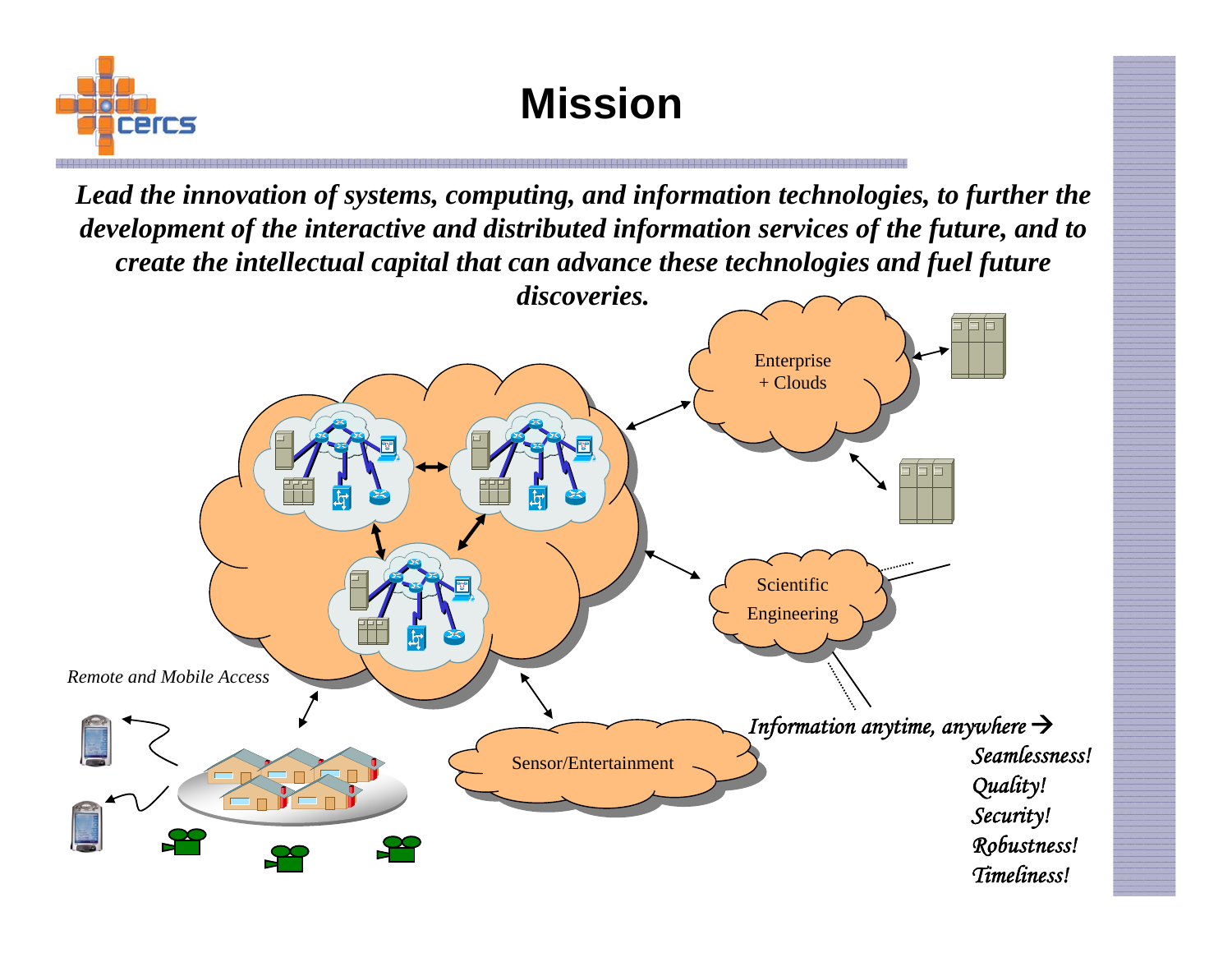# Mission

***Lead the innovation of systems, computing, and information technologies, to further the development of the interactive and distributed information services of the future, and to create the intellectual capital that can advance these technologies and fuel future discoveries.***

Enterprise + Clouds

Scientific Engineering

Sensor/Entertainment

*Remote and Mobile Access*

*Information anytime, anywhere →*

*Seamlessness!*
*Quality!*
*Security!*
*Robustness!*
*Timeliness!*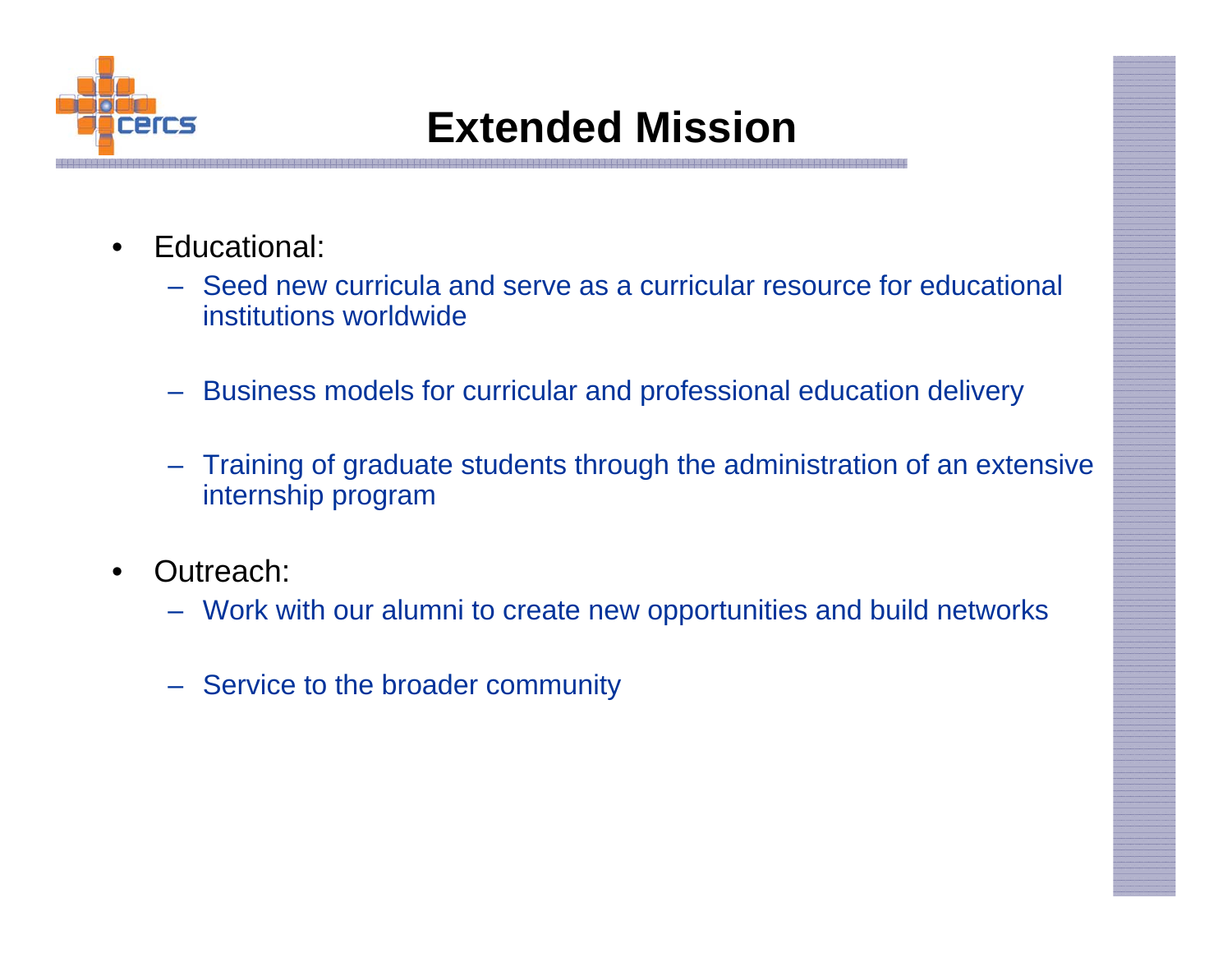# Extended Mission

- Educational:
  - Seed new curricula and serve as a curricular resource for educational institutions worldwide
  - Business models for curricular and professional education delivery
  - Training of graduate students through the administration of an extensive internship program
- Outreach:
  - Work with our alumni to create new opportunities and build networks
  - Service to the broader community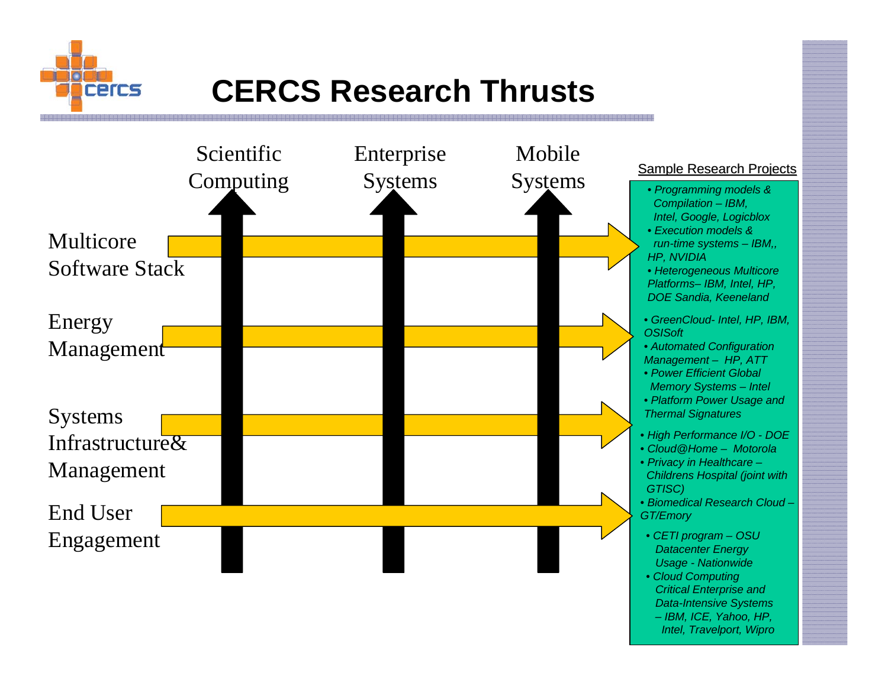# CERCS Research Thrusts

| | Scientific Computing | Enterprise Systems | Mobile Systems |
|---|---|---|---|
| Multicore Software Stack | | | |
| Energy Management | | | |
| Systems Infrastructure& Management | | | |
| End User Engagement | | | |

Sample Research Projects

- *Programming models & Compilation – IBM, Intel, Google, Logicblox*
- *Execution models & run-time systems – IBM,, HP, NVIDIA*
- *Heterogeneous Multicore Platforms– IBM, Intel, HP, DOE Sandia, Keeneland*

- *GreenCloud- Intel, HP, IBM, OSISoft*
- *Automated Configuration Management – HP, ATT*
- *Power Efficient Global Memory Systems – Intel*
- *Platform Power Usage and Thermal Signatures*

- *High Performance I/O - DOE*
- *Cloud@Home – Motorola*
- *Privacy in Healthcare – Childrens Hospital (joint with GTISC)*
- *Biomedical Research Cloud – GT/Emory*

- *CETI program – OSU Datacenter Energy Usage - Nationwide*
- *Cloud Computing Critical Enterprise and Data-Intensive Systems – IBM, ICE, Yahoo, HP, Intel, Travelport, Wipro*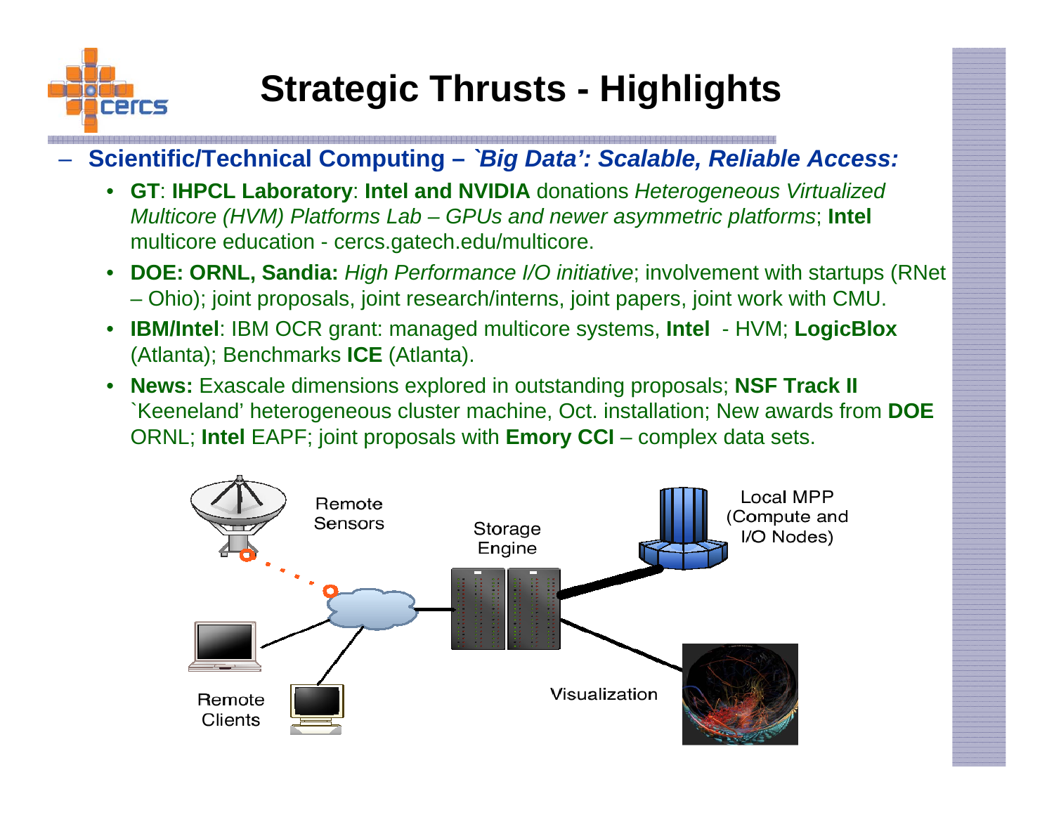# Strategic Thrusts - Highlights

- **Scientific/Technical Computing – *`Big Data': Scalable, Reliable Access:***
  - **GT**: **IHPCL Laboratory**: **Intel and NVIDIA** donations *Heterogeneous Virtualized Multicore (HVM) Platforms Lab – GPUs and newer asymmetric platforms*; **Intel** multicore education - cercs.gatech.edu/multicore.
  - **DOE: ORNL, Sandia:** *High Performance I/O initiative*; involvement with startups (RNet – Ohio); joint proposals, joint research/interns, joint papers, joint work with CMU.
  - **IBM/Intel**: IBM OCR grant: managed multicore systems, **Intel** - HVM; **LogicBlox** (Atlanta); Benchmarks **ICE** (Atlanta).
  - **News:** Exascale dimensions explored in outstanding proposals; **NSF Track II** `Keeneland' heterogeneous cluster machine, Oct. installation; New awards from **DOE** ORNL; **Intel** EAPF; joint proposals with **Emory CCI** – complex data sets.

Remote Sensors

Storage Engine

Local MPP (Compute and I/O Nodes)

Remote Clients

Visualization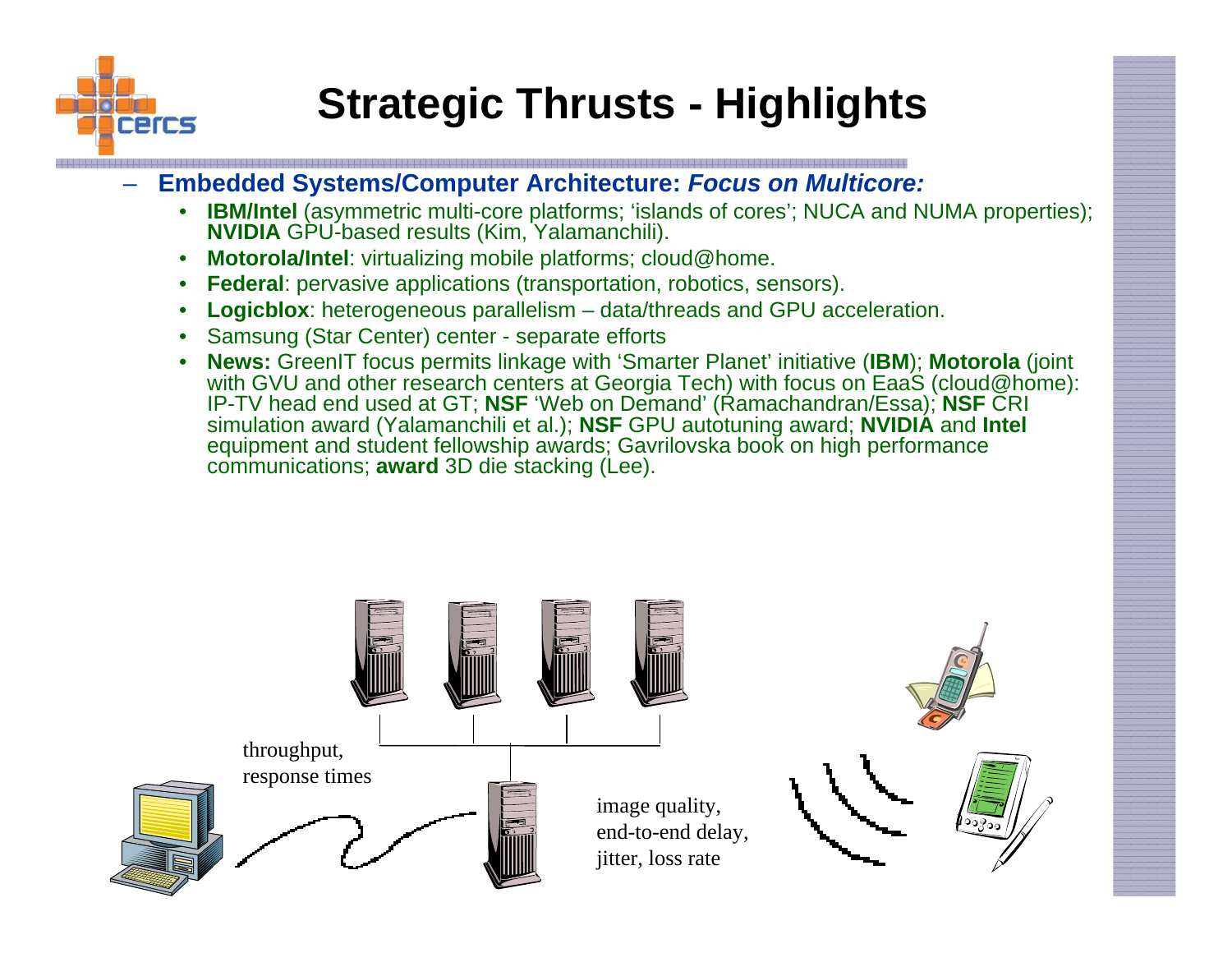# Strategic Thrusts - Highlights

- **Embedded Systems/Computer Architecture: *Focus on Multicore:***
  - **IBM/Intel** (asymmetric multi-core platforms; 'islands of cores'; NUCA and NUMA properties); **NVIDIA** GPU-based results (Kim, Yalamanchili).
  - **Motorola/Intel**: virtualizing mobile platforms; cloud@home.
  - **Federal**: pervasive applications (transportation, robotics, sensors).
  - **Logicblox**: heterogeneous parallelism – data/threads and GPU acceleration.
  - Samsung (Star Center) center - separate efforts
  - **News:** GreenIT focus permits linkage with 'Smarter Planet' initiative (**IBM**); **Motorola** (joint with GVU and other research centers at Georgia Tech) with focus on EaaS (cloud@home): IP-TV head end used at GT; **NSF** 'Web on Demand' (Ramachandran/Essa); **NSF** CRI simulation award (Yalamanchili et al.); **NSF** GPU autotuning award; **NVIDIA** and **Intel** equipment and student fellowship awards; Gavrilovska book on high performance communications; **award** 3D die stacking (Lee).

throughput, response times

image quality, end-to-end delay, jitter, loss rate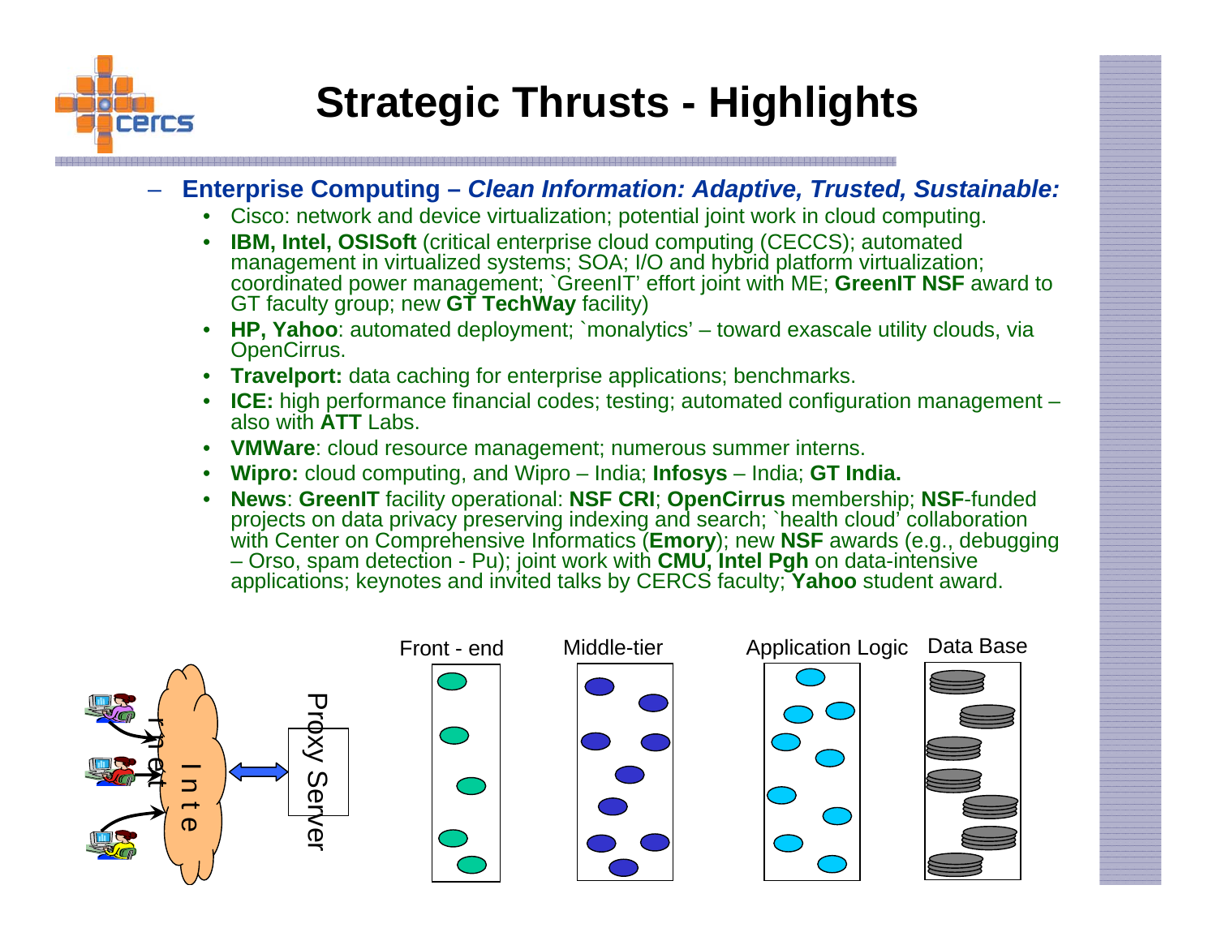# Strategic Thrusts - Highlights

- **Enterprise Computing – *Clean Information: Adaptive, Trusted, Sustainable:***
  - Cisco: network and device virtualization; potential joint work in cloud computing.
  - **IBM, Intel, OSISoft** (critical enterprise cloud computing (CECCS); automated management in virtualized systems; SOA; I/O and hybrid platform virtualization; coordinated power management; `GreenIT' effort joint with ME; **GreenIT NSF** award to GT faculty group; new **GT TechWay** facility)
  - **HP, Yahoo**: automated deployment; `monalytics' – toward exascale utility clouds, via OpenCirrus.
  - **Travelport:** data caching for enterprise applications; benchmarks.
  - **ICE:** high performance financial codes; testing; automated configuration management – also with **ATT** Labs.
  - **VMWare**: cloud resource management; numerous summer interns.
  - **Wipro:** cloud computing, and Wipro – India; **Infosys** – India; **GT India.**
  - **News**: **GreenIT** facility operational: **NSF CRI**; **OpenCirrus** membership; **NSF**-funded projects on data privacy preserving indexing and search; `health cloud' collaboration with Center on Comprehensive Informatics (**Emory**); new **NSF** awards (e.g., debugging – Orso, spam detection - Pu); joint work with **CMU, Intel Pgh** on data-intensive applications; keynotes and invited talks by CERCS faculty; **Yahoo** student award.

Internet | Proxy Server | Front - end | Middle-tier | Application Logic | Data Base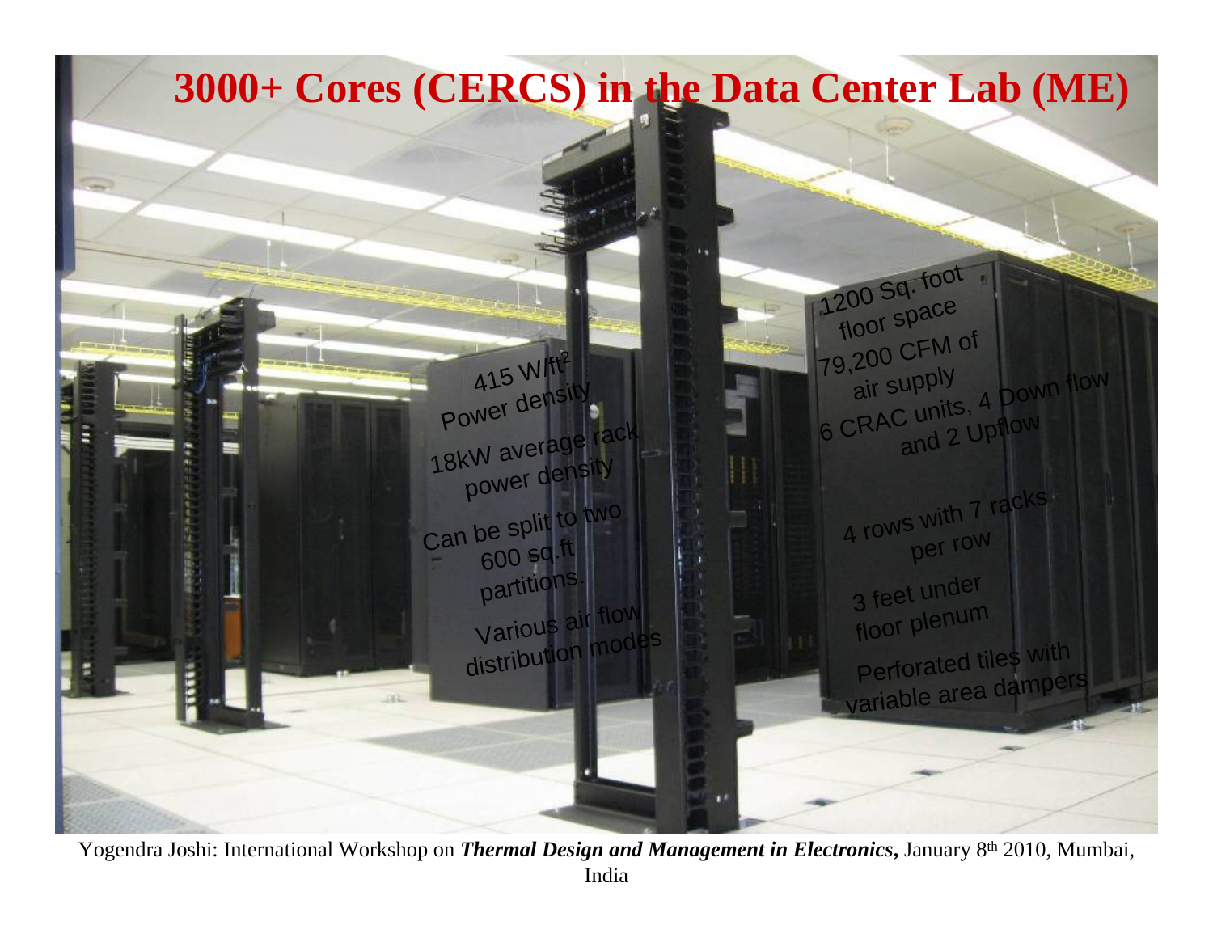# 3000+ Cores (CERCS) in the Data Center Lab (ME)

415 W/ft$^2$ Power density

18kW average rack power density

Can be split to two 600 sq.ft partitions.

Various air flow distribution modes

1200 Sq. foot floor space

79,200 CFM of air supply

6 CRAC units, 4 Down flow and 2 Upflow

4 rows with 7 racks per row

3 feet under floor plenum

Perforated tiles with variable area dampers

Yogendra Joshi: International Workshop on ***Thermal Design and Management in Electronics*,** January 8th 2010, Mumbai, India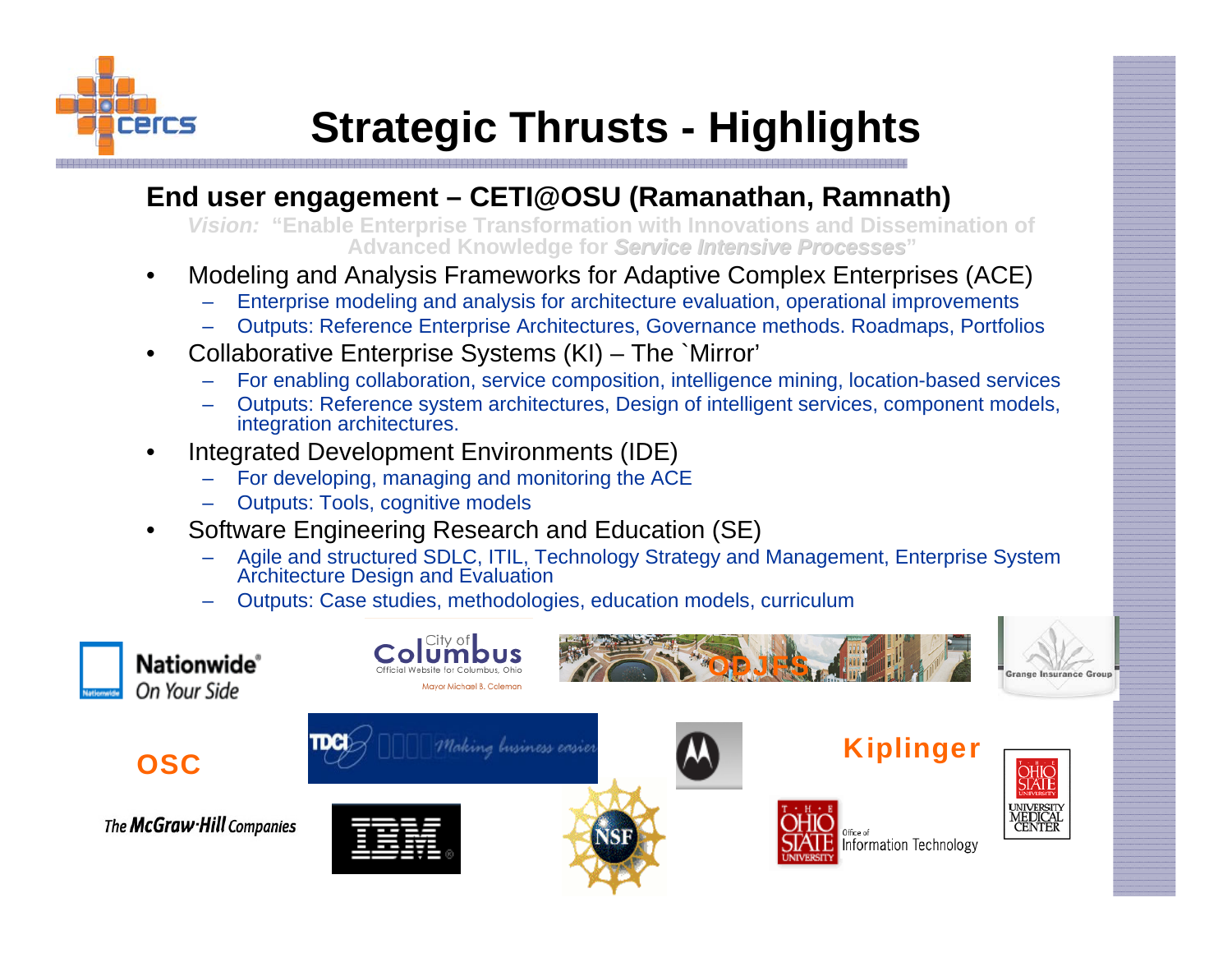# Strategic Thrusts - Highlights

## End user engagement – CETI@OSU (Ramanathan, Ramnath)

*Vision:* "Enable Enterprise Transformation with Innovations and Dissemination of Advanced Knowledge for *Service Intensive Processes*"

- Modeling and Analysis Frameworks for Adaptive Complex Enterprises (ACE)
  - Enterprise modeling and analysis for architecture evaluation, operational improvements
  - Outputs: Reference Enterprise Architectures, Governance methods. Roadmaps, Portfolios
- Collaborative Enterprise Systems (KI) – The `Mirror'
  - For enabling collaboration, service composition, intelligence mining, location-based services
  - Outputs: Reference system architectures, Design of intelligent services, component models, integration architectures.
- Integrated Development Environments (IDE)
  - For developing, managing and monitoring the ACE
  - Outputs: Tools, cognitive models
- Software Engineering Research and Education (SE)
  - Agile and structured SDLC, ITIL, Technology Strategy and Management, Enterprise System Architecture Design and Evaluation
  - Outputs: Case studies, methodologies, education models, curriculum

Nationwide On Your Side | City of Columbus | ODJFS | Grange Insurance Group | OSC | TDCI Making business easier | Motorola | Kiplinger | The Ohio State University Medical Center | The McGraw-Hill Companies | IBM | NSF | The Ohio State University Office of Information Technology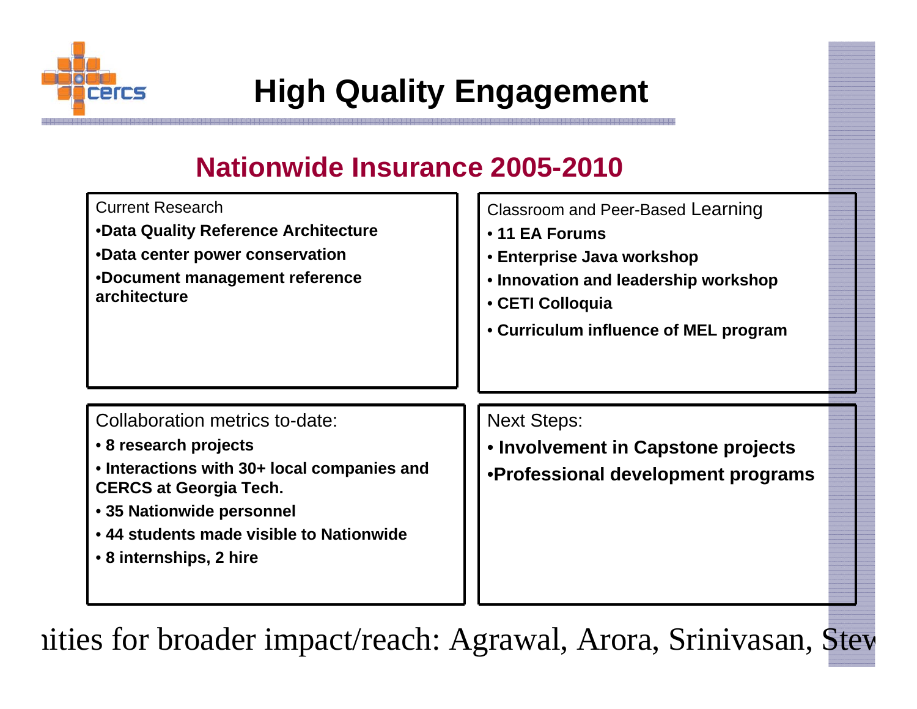# High Quality Engagement

## Nationwide Insurance 2005-2010

Current Research

- **Data Quality Reference Architecture**
- **Data center power conservation**
- **Document management reference architecture**

Classroom and Peer-Based Learning

- **11 EA Forums**
- **Enterprise Java workshop**
- **Innovation and leadership workshop**
- **CETI Colloquia**
- **Curriculum influence of MEL program**

Collaboration metrics to-date:

- **8 research projects**
- **Interactions with 30+ local companies and CERCS at Georgia Tech.**
- **35 Nationwide personnel**
- **44 students made visible to Nationwide**
- **8 internships, 2 hire**

Next Steps:

- **Involvement in Capstone projects**
- **Professional development programs**

ıities for broader impact/reach: Agrawal, Arora, Srinivasan, Stev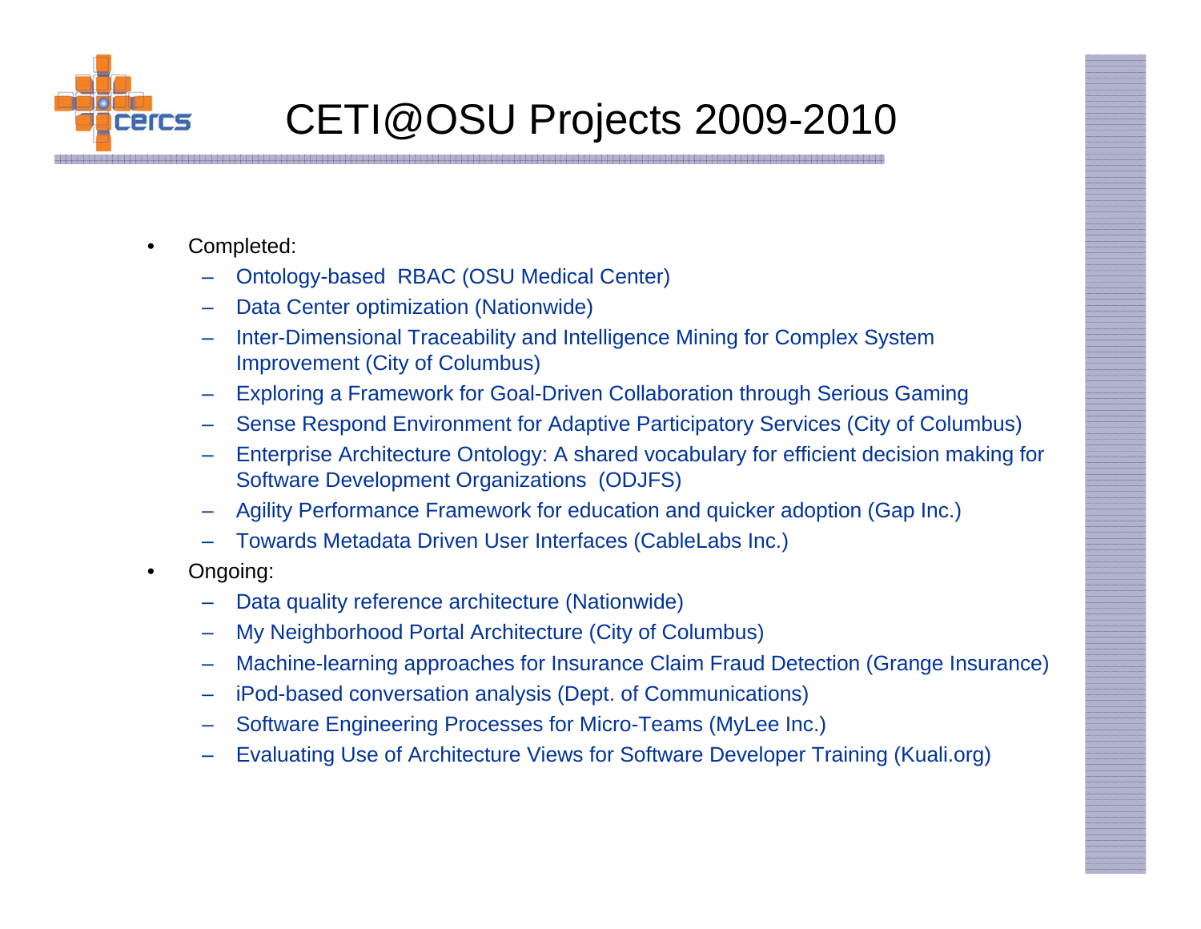# CETI@OSU Projects 2009-2010

- Completed:
  - Ontology-based RBAC (OSU Medical Center)
  - Data Center optimization (Nationwide)
  - Inter-Dimensional Traceability and Intelligence Mining for Complex System Improvement (City of Columbus)
  - Exploring a Framework for Goal-Driven Collaboration through Serious Gaming
  - Sense Respond Environment for Adaptive Participatory Services (City of Columbus)
  - Enterprise Architecture Ontology: A shared vocabulary for efficient decision making for Software Development Organizations (ODJFS)
  - Agility Performance Framework for education and quicker adoption (Gap Inc.)
  - Towards Metadata Driven User Interfaces (CableLabs Inc.)
- Ongoing:
  - Data quality reference architecture (Nationwide)
  - My Neighborhood Portal Architecture (City of Columbus)
  - Machine-learning approaches for Insurance Claim Fraud Detection (Grange Insurance)
  - iPod-based conversation analysis (Dept. of Communications)
  - Software Engineering Processes for Micro-Teams (MyLee Inc.)
  - Evaluating Use of Architecture Views for Software Developer Training (Kuali.org)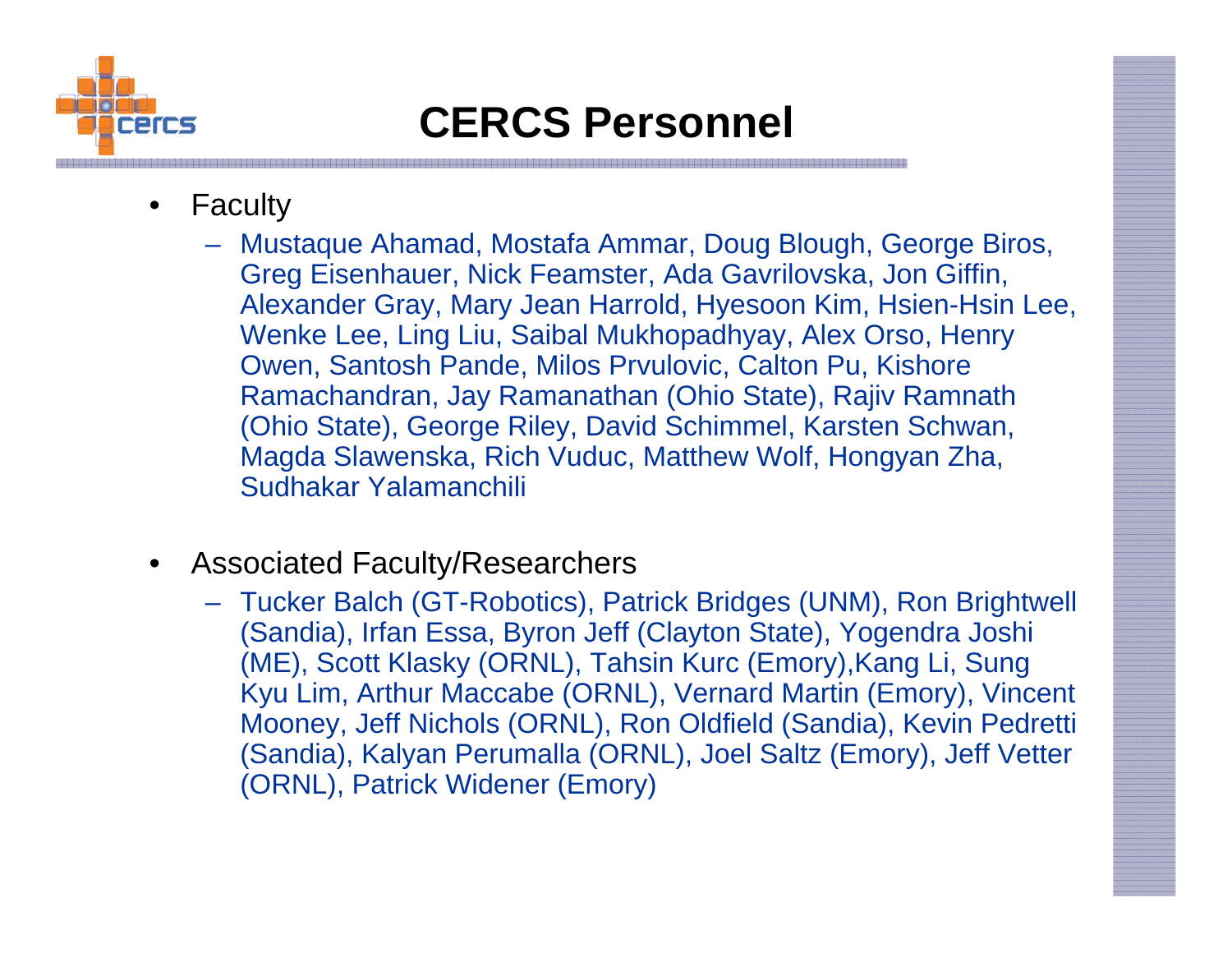# CERCS Personnel

- Faculty
  - Mustaque Ahamad, Mostafa Ammar, Doug Blough, George Biros, Greg Eisenhauer, Nick Feamster, Ada Gavrilovska, Jon Giffin, Alexander Gray, Mary Jean Harrold, Hyesoon Kim, Hsien-Hsin Lee, Wenke Lee, Ling Liu, Saibal Mukhopadhyay, Alex Orso, Henry Owen, Santosh Pande, Milos Prvulovic, Calton Pu, Kishore Ramachandran, Jay Ramanathan (Ohio State), Rajiv Ramnath (Ohio State), George Riley, David Schimmel, Karsten Schwan, Magda Slawenska, Rich Vuduc, Matthew Wolf, Hongyan Zha, Sudhakar Yalamanchili

- Associated Faculty/Researchers
  - Tucker Balch (GT-Robotics), Patrick Bridges (UNM), Ron Brightwell (Sandia), Irfan Essa, Byron Jeff (Clayton State), Yogendra Joshi (ME), Scott Klasky (ORNL), Tahsin Kurc (Emory),Kang Li, Sung Kyu Lim, Arthur Maccabe (ORNL), Vernard Martin (Emory), Vincent Mooney, Jeff Nichols (ORNL), Ron Oldfield (Sandia), Kevin Pedretti (Sandia), Kalyan Perumalla (ORNL), Joel Saltz (Emory), Jeff Vetter (ORNL), Patrick Widener (Emory)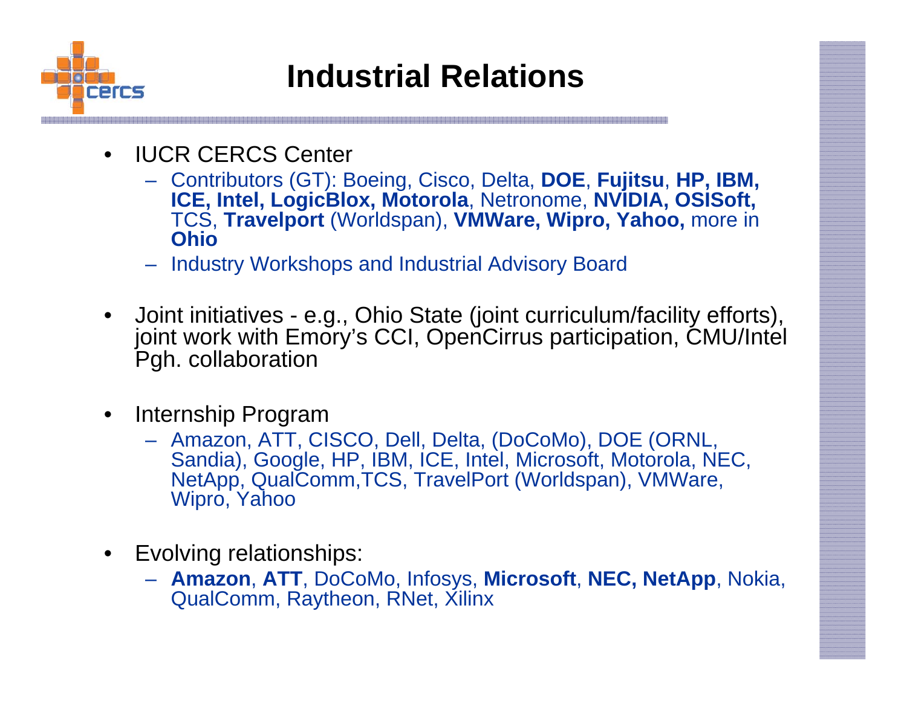# Industrial Relations

- IUCR CERCS Center
  - Contributors (GT): Boeing, Cisco, Delta, **DOE**, **Fujitsu**, **HP, IBM, ICE, Intel, LogicBlox, Motorola**, Netronome, **NVIDIA, OSISoft,** TCS, **Travelport** (Worldspan), **VMWare, Wipro, Yahoo,** more in **Ohio**
  - Industry Workshops and Industrial Advisory Board
- Joint initiatives - e.g., Ohio State (joint curriculum/facility efforts), joint work with Emory's CCI, OpenCirrus participation, CMU/Intel Pgh. collaboration
- Internship Program
  - Amazon, ATT, CISCO, Dell, Delta, (DoCoMo), DOE (ORNL, Sandia), Google, HP, IBM, ICE, Intel, Microsoft, Motorola, NEC, NetApp, QualComm,TCS, TravelPort (Worldspan), VMWare, Wipro, Yahoo
- Evolving relationships:
  - **Amazon**, **ATT**, DoCoMo, Infosys, **Microsoft**, **NEC, NetApp**, Nokia, QualComm, Raytheon, RNet, Xilinx